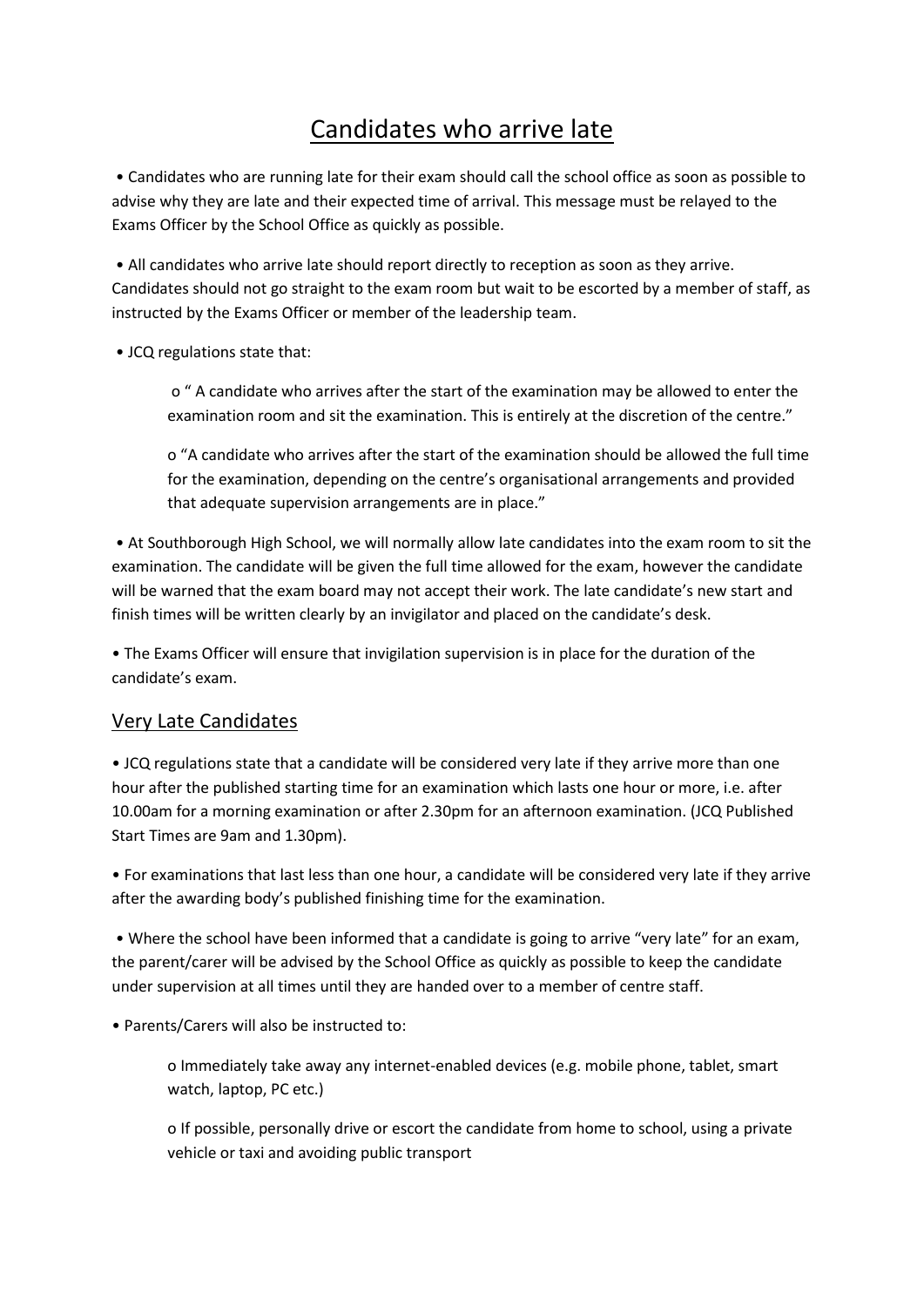# Candidates who arrive late

- Candidates who are running late for their exam should call the school office as soon as possible to advise why they are late and their expected time of arrival. This message must be relayed to the Exams Officer by the School Office as quickly as possible.

- All candidates who arrive late should report directly to reception as soon as they arrive. Candidates should not go straight to the exam room but wait to be escorted by a member of staff, as instructed by the Exams Officer or member of the leadership team.

- JCQ regulations state that:

    - " A candidate who arrives after the start of the examination may be allowed to enter the examination room and sit the examination. This is entirely at the discretion of the centre."

    - "A candidate who arrives after the start of the examination should be allowed the full time for the examination, depending on the centre's organisational arrangements and provided that adequate supervision arrangements are in place."

- At Southborough High School, we will normally allow late candidates into the exam room to sit the examination. The candidate will be given the full time allowed for the exam, however the candidate will be warned that the exam board may not accept their work. The late candidate's new start and finish times will be written clearly by an invigilator and placed on the candidate's desk.

- The Exams Officer will ensure that invigilation supervision is in place for the duration of the candidate's exam.

## Very Late Candidates

- JCQ regulations state that a candidate will be considered very late if they arrive more than one hour after the published starting time for an examination which lasts one hour or more, i.e. after 10.00am for a morning examination or after 2.30pm for an afternoon examination. (JCQ Published Start Times are 9am and 1.30pm).

- For examinations that last less than one hour, a candidate will be considered very late if they arrive after the awarding body's published finishing time for the examination.

- Where the school have been informed that a candidate is going to arrive "very late" for an exam, the parent/carer will be advised by the School Office as quickly as possible to keep the candidate under supervision at all times until they are handed over to a member of centre staff.

- Parents/Carers will also be instructed to:

    - Immediately take away any internet-enabled devices (e.g. mobile phone, tablet, smart watch, laptop, PC etc.)

    - If possible, personally drive or escort the candidate from home to school, using a private vehicle or taxi and avoiding public transport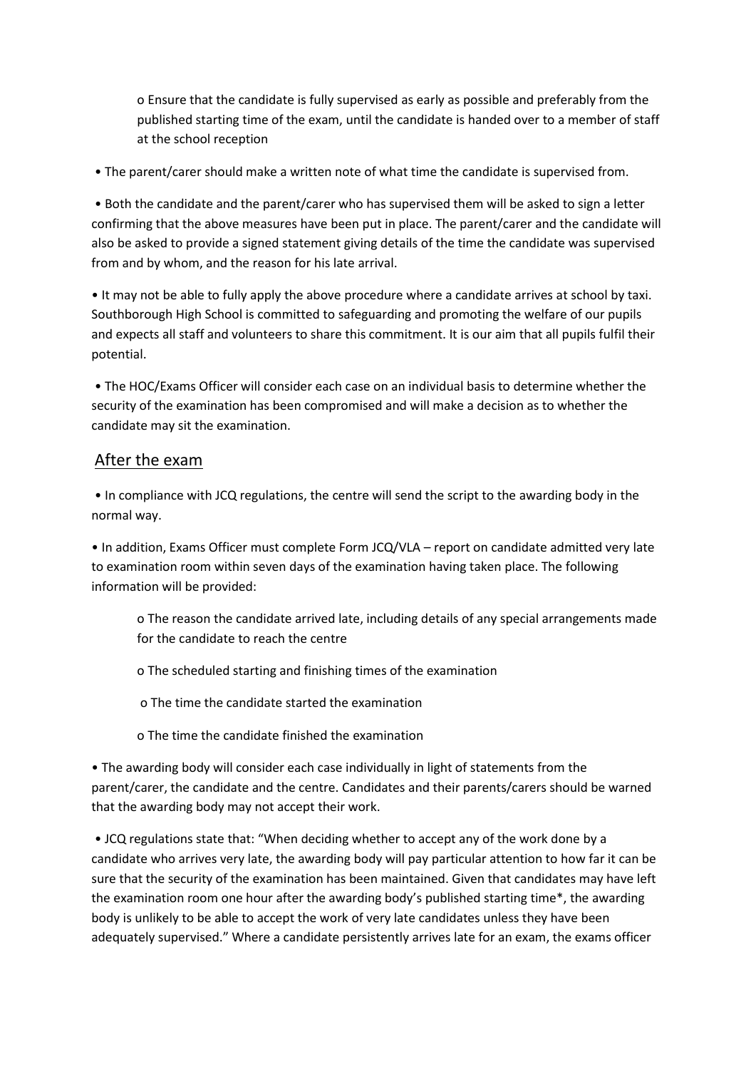- Ensure that the candidate is fully supervised as early as possible and preferably from the published starting time of the exam, until the candidate is handed over to a member of staff at the school reception

- The parent/carer should make a written note of what time the candidate is supervised from.

- Both the candidate and the parent/carer who has supervised them will be asked to sign a letter confirming that the above measures have been put in place. The parent/carer and the candidate will also be asked to provide a signed statement giving details of the time the candidate was supervised from and by whom, and the reason for his late arrival.

- It may not be able to fully apply the above procedure where a candidate arrives at school by taxi. Southborough High School is committed to safeguarding and promoting the welfare of our pupils and expects all staff and volunteers to share this commitment. It is our aim that all pupils fulfil their potential.

- The HOC/Exams Officer will consider each case on an individual basis to determine whether the security of the examination has been compromised and will make a decision as to whether the candidate may sit the examination.

## After the exam

- In compliance with JCQ regulations, the centre will send the script to the awarding body in the normal way.

- In addition, Exams Officer must complete Form JCQ/VLA – report on candidate admitted very late to examination room within seven days of the examination having taken place. The following information will be provided:
  - The reason the candidate arrived late, including details of any special arrangements made for the candidate to reach the centre
  - The scheduled starting and finishing times of the examination
  - The time the candidate started the examination
  - The time the candidate finished the examination

- The awarding body will consider each case individually in light of statements from the parent/carer, the candidate and the centre. Candidates and their parents/carers should be warned that the awarding body may not accept their work.

- JCQ regulations state that: "When deciding whether to accept any of the work done by a candidate who arrives very late, the awarding body will pay particular attention to how far it can be sure that the security of the examination has been maintained. Given that candidates may have left the examination room one hour after the awarding body's published starting time*, the awarding body is unlikely to be able to accept the work of very late candidates unless they have been adequately supervised." Where a candidate persistently arrives late for an exam, the exams officer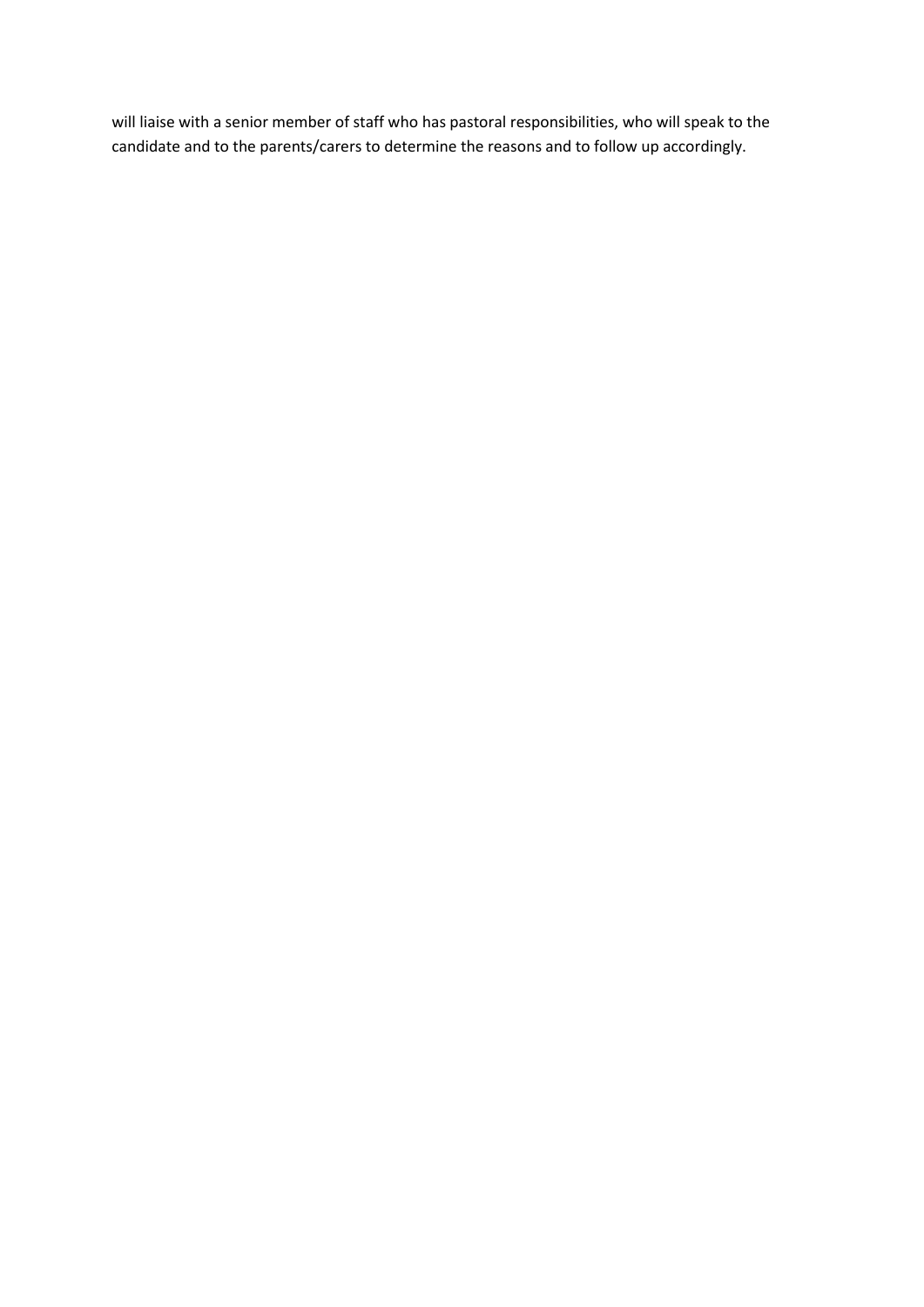will liaise with a senior member of staff who has pastoral responsibilities, who will speak to the candidate and to the parents/carers to determine the reasons and to follow up accordingly.